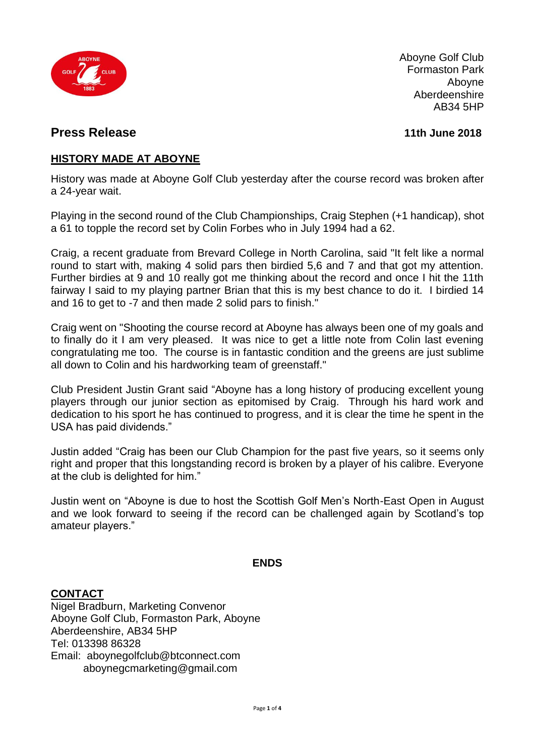Aboyne Golf Club
Formaston Park
Aboyne
Aberdeenshire
AB34 5HP

## Press Release

**11th June 2018**

**HISTORY MADE AT ABOYNE**

History was made at Aboyne Golf Club yesterday after the course record was broken after a 24-year wait.

Playing in the second round of the Club Championships, Craig Stephen (+1 handicap), shot a 61 to topple the record set by Colin Forbes who in July 1994 had a 62.

Craig, a recent graduate from Brevard College in North Carolina, said "It felt like a normal round to start with, making 4 solid pars then birdied 5,6 and 7 and that got my attention. Further birdies at 9 and 10 really got me thinking about the record and once I hit the 11th fairway I said to my playing partner Brian that this is my best chance to do it. I birdied 14 and 16 to get to -7 and then made 2 solid pars to finish."

Craig went on "Shooting the course record at Aboyne has always been one of my goals and to finally do it I am very pleased. It was nice to get a little note from Colin last evening congratulating me too. The course is in fantastic condition and the greens are just sublime all down to Colin and his hardworking team of greenstaff."

Club President Justin Grant said "Aboyne has a long history of producing excellent young players through our junior section as epitomised by Craig. Through his hard work and dedication to his sport he has continued to progress, and it is clear the time he spent in the USA has paid dividends."

Justin added "Craig has been our Club Champion for the past five years, so it seems only right and proper that this longstanding record is broken by a player of his calibre. Everyone at the club is delighted for him."

Justin went on "Aboyne is due to host the Scottish Golf Men's North-East Open in August and we look forward to seeing if the record can be challenged again by Scotland's top amateur players."

**ENDS**

**CONTACT**
Nigel Bradburn, Marketing Convenor
Aboyne Golf Club, Formaston Park, Aboyne
Aberdeenshire, AB34 5HP
Tel: 013398 86328
Email: aboynegolfclub@btconnect.com
aboynegcmarketing@gmail.com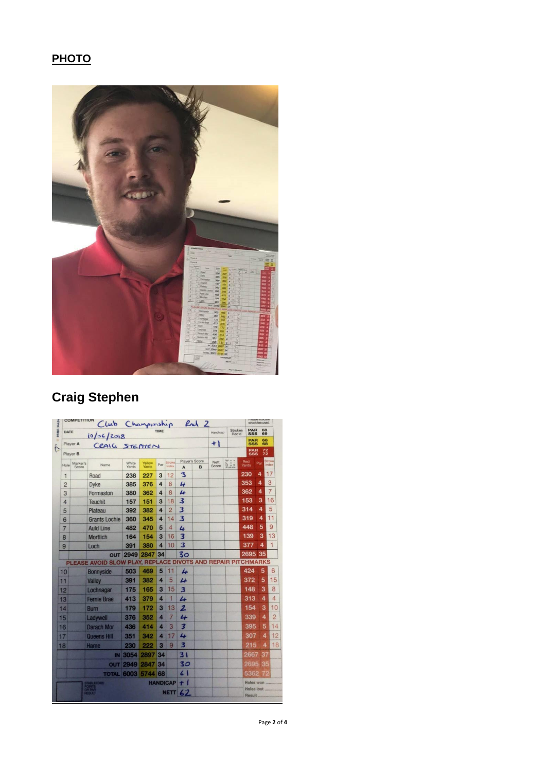**PHOTO**

## Craig Stephen

COMPETITION: Club Championship Rnd 2

DATE: 10/06/2018 TIME

Player A: CRAIG STEPHEN — Handicap: +1

Player B

| Hole | Marker's Score | Name | White Yards | Yellow Yards | Par | Stroke Index | Player's Score A | B | Nett Score | W + / L − / H 0 Points | Red Yards | Par | Stroke Index |
|---|---|---|---|---|---|---|---|---|---|---|---|---|---|
| 1 | | Road | 238 | 227 | 3 | 12 | 3 | | | | 230 | 4 | 17 |
| 2 | | Dyke | 385 | 376 | 4 | 6 | 4 | | | | 353 | 4 | 3 |
| 3 | | Formaston | 380 | 362 | 4 | 8 | 4 | | | | 362 | 4 | 7 |
| 4 | | Teuchit | 157 | 151 | 3 | 18 | 3 | | | | 153 | 3 | 16 |
| 5 | | Plateau | 392 | 382 | 4 | 2 | 3 | | | | 314 | 4 | 5 |
| 6 | | Grants Lochie | 360 | 345 | 4 | 14 | 3 | | | | 319 | 4 | 11 |
| 7 | | Auld Line | 482 | 470 | 5 | 4 | 4 | | | | 448 | 5 | 9 |
| 8 | | Mortlich | 164 | 154 | 3 | 16 | 3 | | | | 139 | 3 | 13 |
| 9 | | Loch | 391 | 380 | 4 | 10 | 3 | | | | 377 | 4 | 1 |
| | | OUT | 2949 | 2847 | 34 | | 30 | | | | 2695 | 35 | |
| 10 | | Bonnyside | 503 | 469 | 5 | 11 | 4 | | | | 424 | 5 | 6 |
| 11 | | Valley | 391 | 382 | 4 | 5 | 4 | | | | 372 | 5 | 15 |
| 12 | | Lochnagar | 175 | 165 | 3 | 15 | 3 | | | | 148 | 3 | 8 |
| 13 | | Fernie Brae | 413 | 379 | 4 | 1 | 4 | | | | 313 | 4 | 4 |
| 14 | | Burn | 179 | 172 | 3 | 13 | 2 | | | | 154 | 3 | 10 |
| 15 | | Ladywell | 376 | 352 | 4 | 7 | 4 | | | | 339 | 4 | 2 |
| 16 | | Darach Mor | 436 | 414 | 4 | 3 | 3 | | | | 395 | 5 | 14 |
| 17 | | Queens Hill | 351 | 342 | 4 | 17 | 4 | | | | 307 | 4 | 12 |
| 18 | | Hame | 230 | 222 | 3 | 9 | 3 | | | | 215 | 4 | 18 |
| | | IN | 3054 | 2897 | 34 | | 31 | | | | 2667 | 37 | |
| | | OUT | 2949 | 2847 | 34 | | 30 | | | | 2695 | 35 | |
| | | TOTAL | 6003 | 5744 | 68 | | 61 | | | | 5362 | 72 | |
| | | | | | HANDICAP | | +1 | | | | | | |
| | | | | | NETT | | 62 | | | | | | |

PLEASE AVOID SLOW PLAY, REPLACE DIVOTS AND REPAIR PITCHMARKS

PAR 68 / SSS 69 (White); PAR 68 / SSS 68 (Yellow); PAR 72 / SSS 72 (Red)

Holes won ........ Holes lost ........ Result ........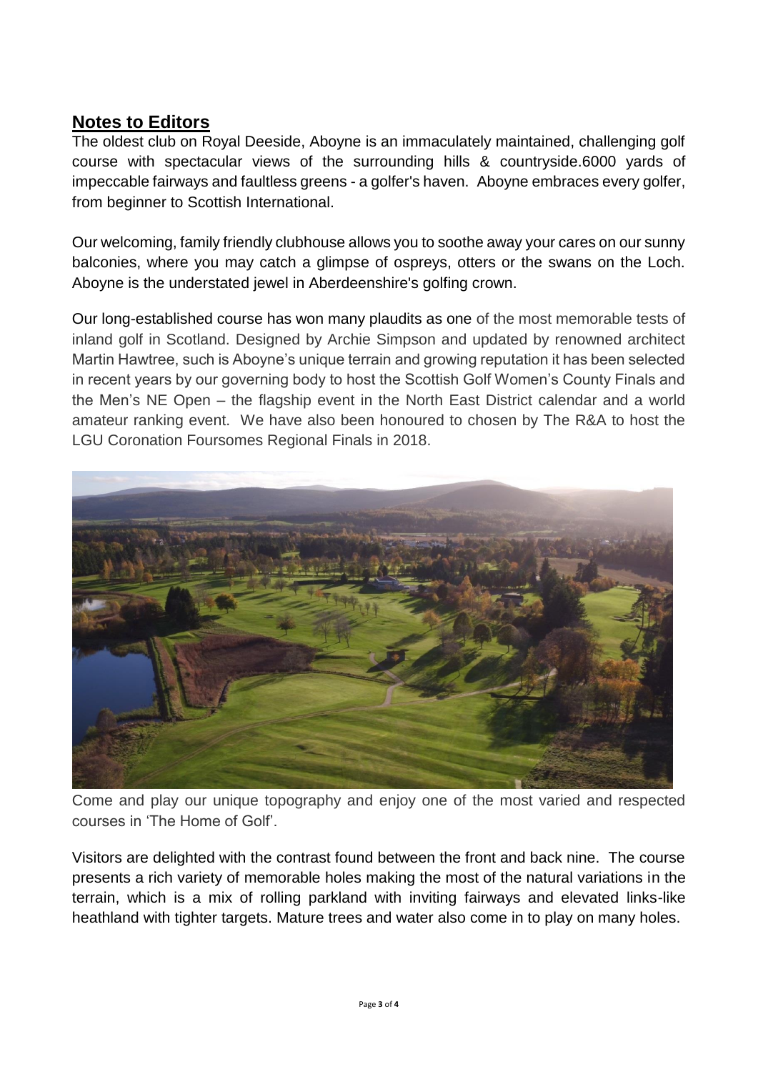## Notes to Editors

The oldest club on Royal Deeside, Aboyne is an immaculately maintained, challenging golf course with spectacular views of the surrounding hills & countryside.6000 yards of impeccable fairways and faultless greens - a golfer's haven. Aboyne embraces every golfer, from beginner to Scottish International.

Our welcoming, family friendly clubhouse allows you to soothe away your cares on our sunny balconies, where you may catch a glimpse of ospreys, otters or the swans on the Loch. Aboyne is the understated jewel in Aberdeenshire's golfing crown.

Our long-established course has won many plaudits as one of the most memorable tests of inland golf in Scotland. Designed by Archie Simpson and updated by renowned architect Martin Hawtree, such is Aboyne's unique terrain and growing reputation it has been selected in recent years by our governing body to host the Scottish Golf Women's County Finals and the Men's NE Open – the flagship event in the North East District calendar and a world amateur ranking event. We have also been honoured to chosen by The R&A to host the LGU Coronation Foursomes Regional Finals in 2018.

Come and play our unique topography and enjoy one of the most varied and respected courses in 'The Home of Golf'.

Visitors are delighted with the contrast found between the front and back nine. The course presents a rich variety of memorable holes making the most of the natural variations in the terrain, which is a mix of rolling parkland with inviting fairways and elevated links-like heathland with tighter targets. Mature trees and water also come in to play on many holes.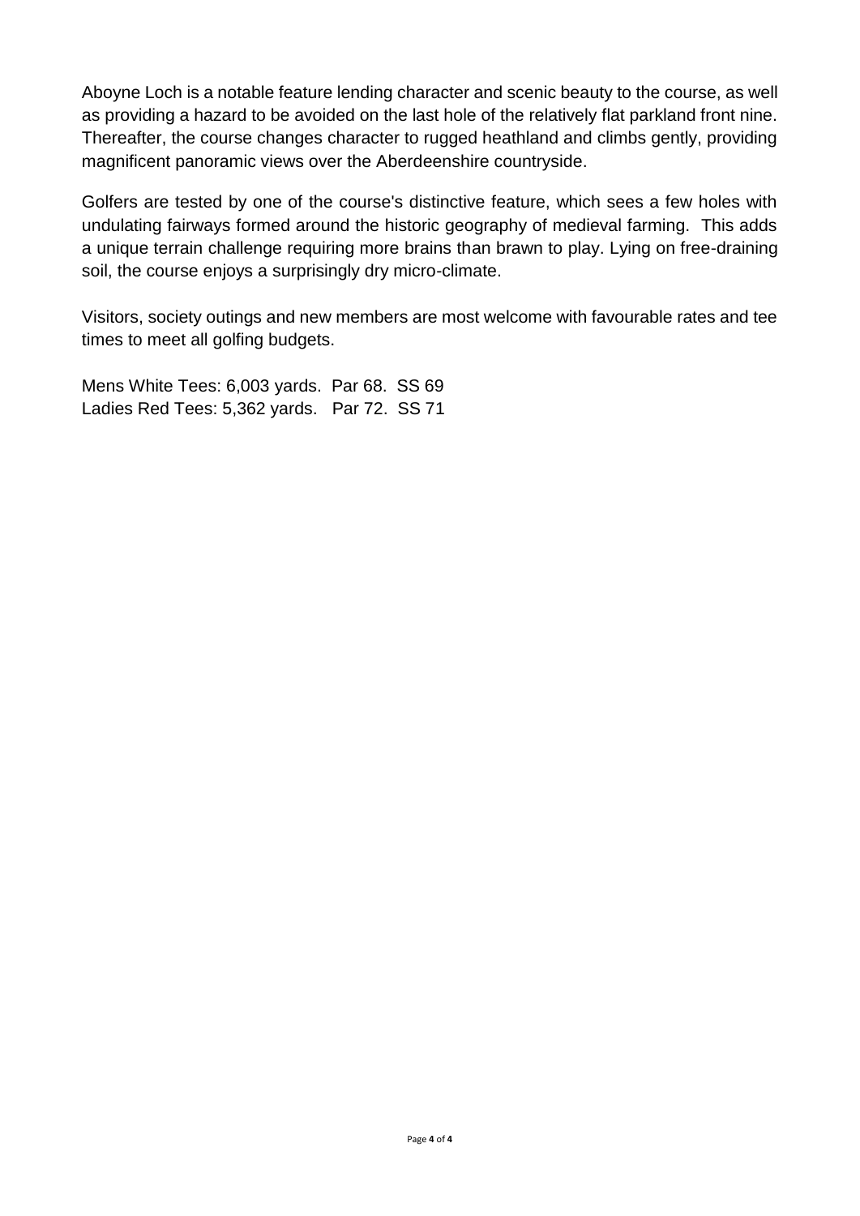Aboyne Loch is a notable feature lending character and scenic beauty to the course, as well as providing a hazard to be avoided on the last hole of the relatively flat parkland front nine. Thereafter, the course changes character to rugged heathland and climbs gently, providing magnificent panoramic views over the Aberdeenshire countryside.

Golfers are tested by one of the course's distinctive feature, which sees a few holes with undulating fairways formed around the historic geography of medieval farming. This adds a unique terrain challenge requiring more brains than brawn to play. Lying on free-draining soil, the course enjoys a surprisingly dry micro-climate.

Visitors, society outings and new members are most welcome with favourable rates and tee times to meet all golfing budgets.

Mens White Tees: 6,003 yards. Par 68. SS 69
Ladies Red Tees: 5,362 yards. Par 72. SS 71